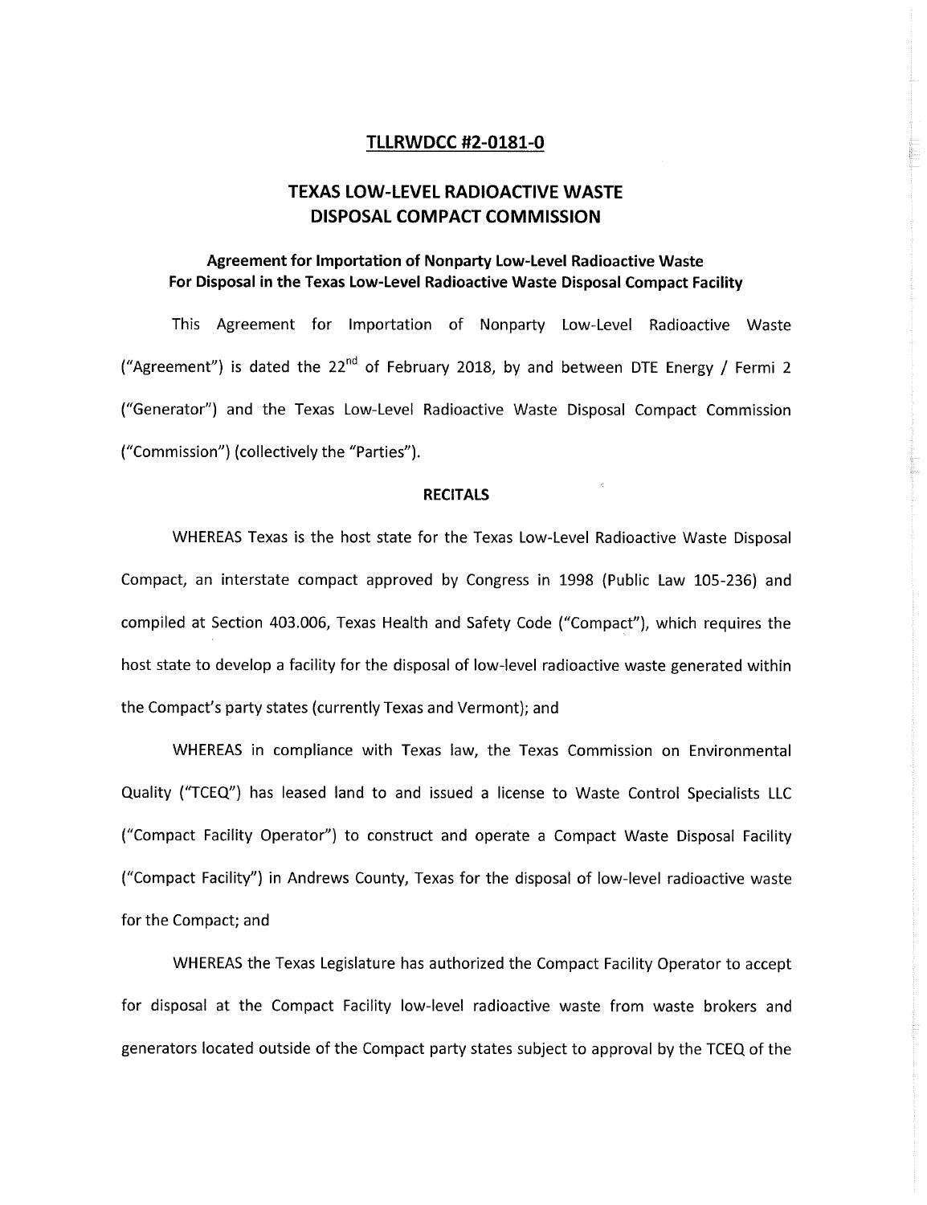**TLLRWDCC #2-0181-0**

# TEXAS LOW-LEVEL RADIOACTIVE WASTE DISPOSAL COMPACT COMMISSION

## Agreement for Importation of Nonparty Low-Level Radioactive Waste For Disposal in the Texas Low-Level Radioactive Waste Disposal Compact Facility

This Agreement for Importation of Nonparty Low-Level Radioactive Waste ("Agreement") is dated the 22nd of February 2018, by and between DTE Energy / Fermi 2 ("Generator") and the Texas Low-Level Radioactive Waste Disposal Compact Commission ("Commission") (collectively the "Parties").

### RECITALS

WHEREAS Texas is the host state for the Texas Low-Level Radioactive Waste Disposal Compact, an interstate compact approved by Congress in 1998 (Public Law 105-236) and compiled at Section 403.006, Texas Health and Safety Code ("Compact"), which requires the host state to develop a facility for the disposal of low-level radioactive waste generated within the Compact's party states (currently Texas and Vermont); and

WHEREAS in compliance with Texas law, the Texas Commission on Environmental Quality ("TCEQ") has leased land to and issued a license to Waste Control Specialists LLC ("Compact Facility Operator") to construct and operate a Compact Waste Disposal Facility ("Compact Facility") in Andrews County, Texas for the disposal of low-level radioactive waste for the Compact; and

WHEREAS the Texas Legislature has authorized the Compact Facility Operator to accept for disposal at the Compact Facility low-level radioactive waste from waste brokers and generators located outside of the Compact party states subject to approval by the TCEQ of the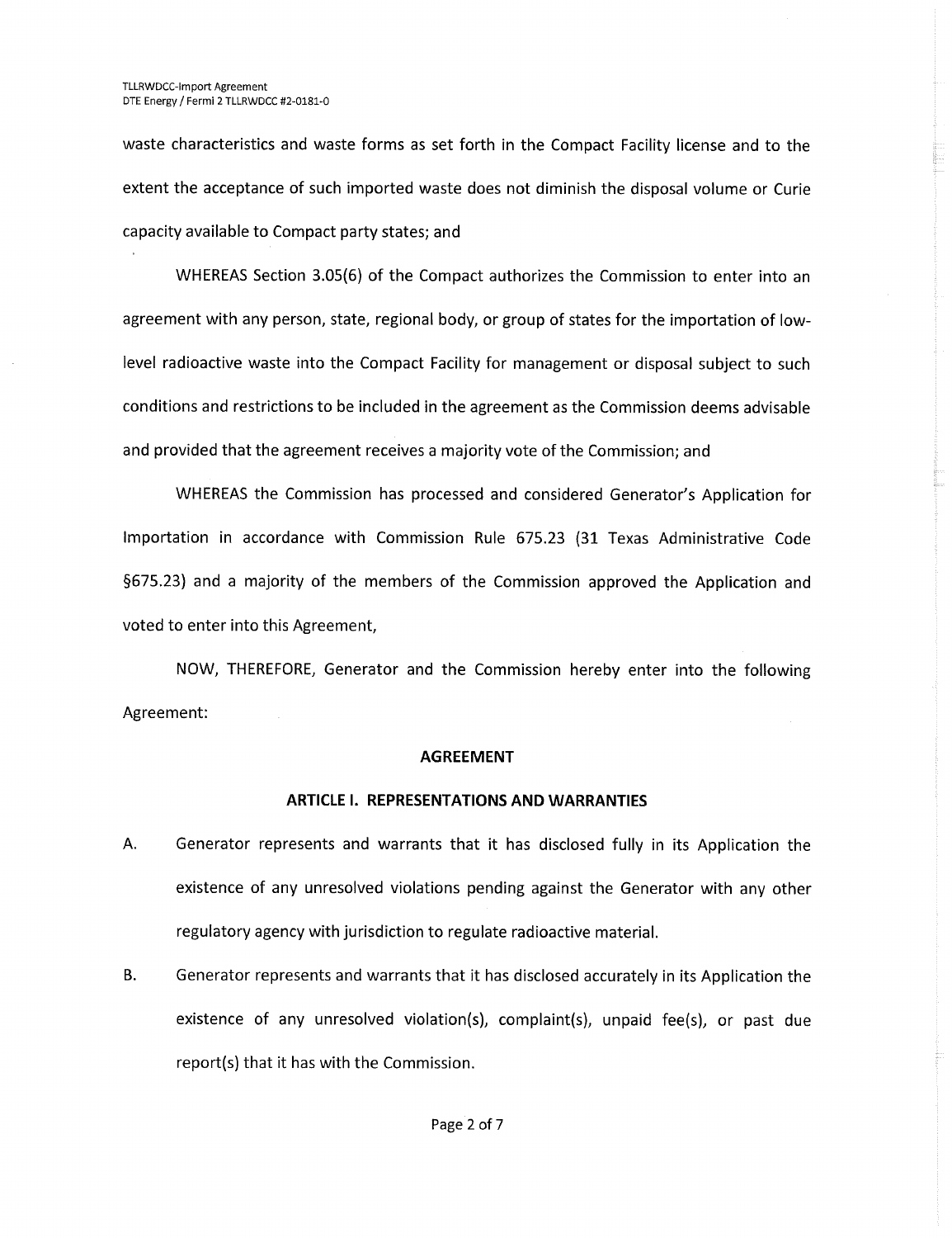waste characteristics and waste forms as set forth in the Compact Facility license and to the extent the acceptance of such imported waste does not diminish the disposal volume or Curie capacity available to Compact party states; and

WHEREAS Section 3.05(6) of the Compact authorizes the Commission to enter into an agreement with any person, state, regional body, or group of states for the importation of low-level radioactive waste into the Compact Facility for management or disposal subject to such conditions and restrictions to be included in the agreement as the Commission deems advisable and provided that the agreement receives a majority vote of the Commission; and

WHEREAS the Commission has processed and considered Generator's Application for Importation in accordance with Commission Rule 675.23 (31 Texas Administrative Code §675.23) and a majority of the members of the Commission approved the Application and voted to enter into this Agreement,

NOW, THEREFORE, Generator and the Commission hereby enter into the following Agreement:

## AGREEMENT

### ARTICLE I. REPRESENTATIONS AND WARRANTIES

A. Generator represents and warrants that it has disclosed fully in its Application the existence of any unresolved violations pending against the Generator with any other regulatory agency with jurisdiction to regulate radioactive material.

B. Generator represents and warrants that it has disclosed accurately in its Application the existence of any unresolved violation(s), complaint(s), unpaid fee(s), or past due report(s) that it has with the Commission.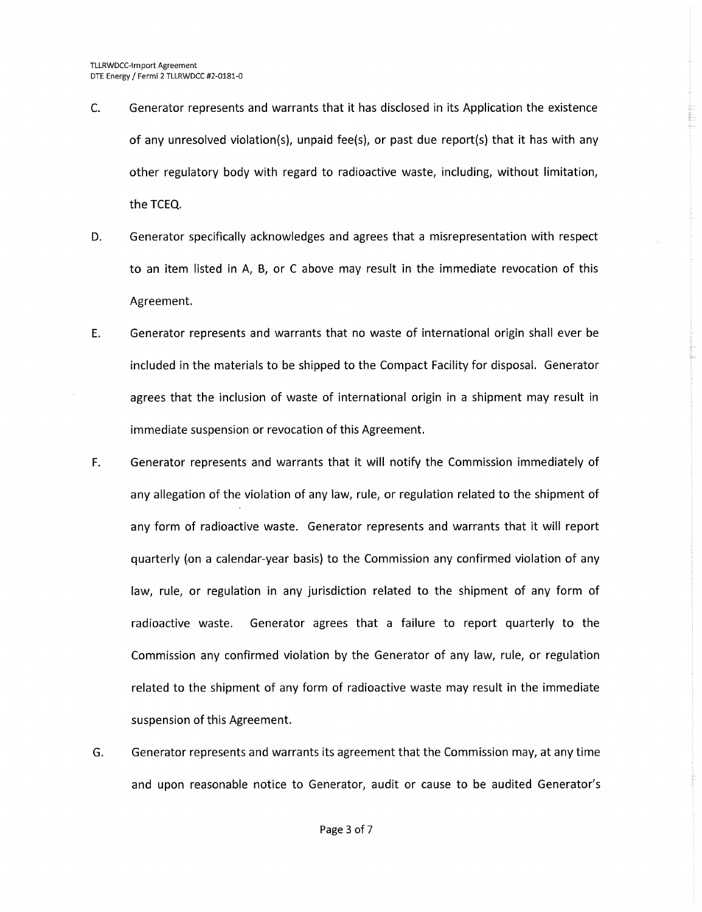C. Generator represents and warrants that it has disclosed in its Application the existence of any unresolved violation(s), unpaid fee(s), or past due report(s) that it has with any other regulatory body with regard to radioactive waste, including, without limitation, the TCEQ.

D. Generator specifically acknowledges and agrees that a misrepresentation with respect to an item listed in A, B, or C above may result in the immediate revocation of this Agreement.

E. Generator represents and warrants that no waste of international origin shall ever be included in the materials to be shipped to the Compact Facility for disposal. Generator agrees that the inclusion of waste of international origin in a shipment may result in immediate suspension or revocation of this Agreement.

F. Generator represents and warrants that it will notify the Commission immediately of any allegation of the violation of any law, rule, or regulation related to the shipment of any form of radioactive waste. Generator represents and warrants that it will report quarterly (on a calendar-year basis) to the Commission any confirmed violation of any law, rule, or regulation in any jurisdiction related to the shipment of any form of radioactive waste. Generator agrees that a failure to report quarterly to the Commission any confirmed violation by the Generator of any law, rule, or regulation related to the shipment of any form of radioactive waste may result in the immediate suspension of this Agreement.

G. Generator represents and warrants its agreement that the Commission may, at any time and upon reasonable notice to Generator, audit or cause to be audited Generator's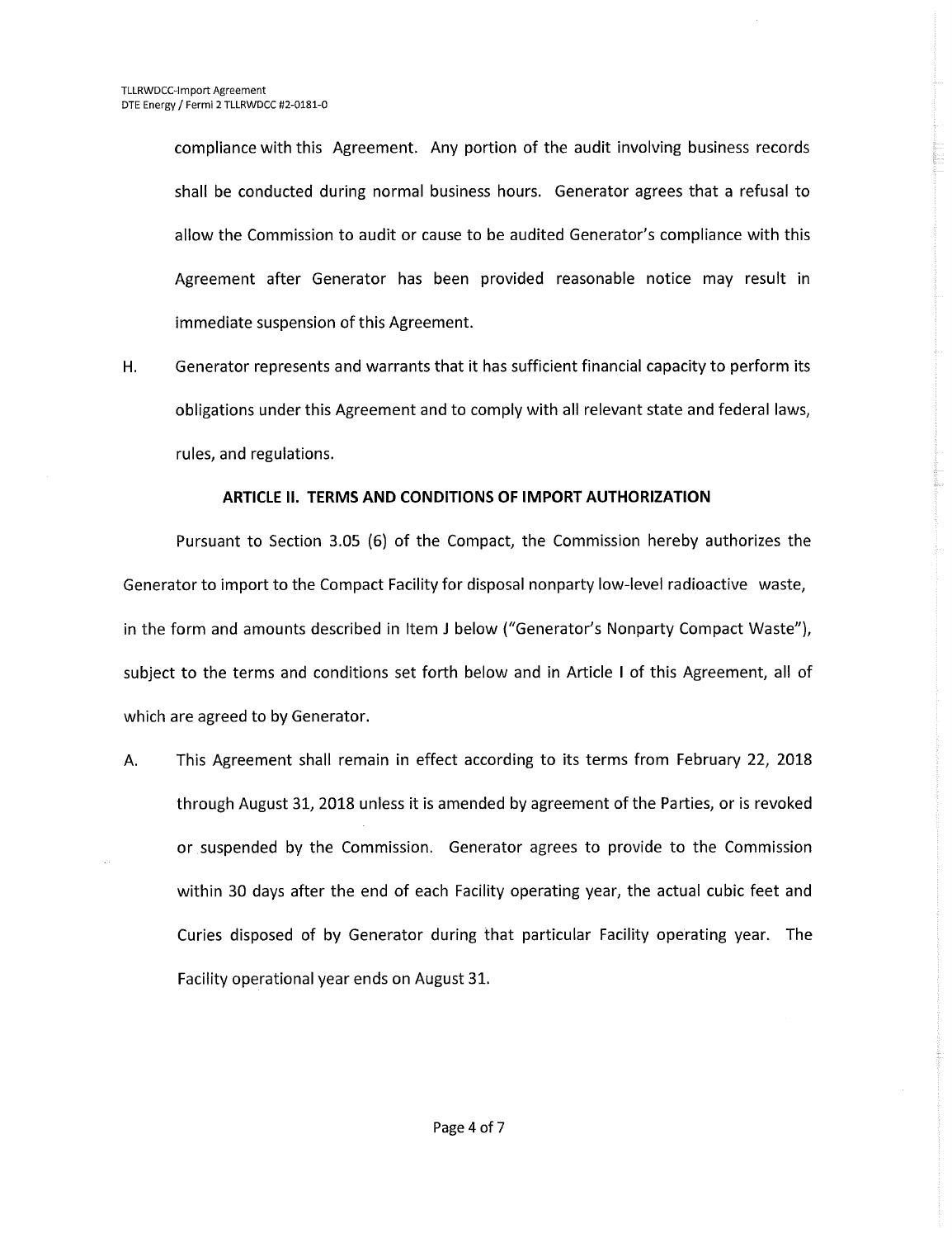compliance with this Agreement. Any portion of the audit involving business records shall be conducted during normal business hours. Generator agrees that a refusal to allow the Commission to audit or cause to be audited Generator's compliance with this Agreement after Generator has been provided reasonable notice may result in immediate suspension of this Agreement.

H. Generator represents and warrants that it has sufficient financial capacity to perform its obligations under this Agreement and to comply with all relevant state and federal laws, rules, and regulations.

## ARTICLE II. TERMS AND CONDITIONS OF IMPORT AUTHORIZATION

Pursuant to Section 3.05 (6) of the Compact, the Commission hereby authorizes the Generator to import to the Compact Facility for disposal nonparty low-level radioactive waste, in the form and amounts described in Item J below ("Generator's Nonparty Compact Waste"), subject to the terms and conditions set forth below and in Article I of this Agreement, all of which are agreed to by Generator.

A. This Agreement shall remain in effect according to its terms from February 22, 2018 through August 31, 2018 unless it is amended by agreement of the Parties, or is revoked or suspended by the Commission. Generator agrees to provide to the Commission within 30 days after the end of each Facility operating year, the actual cubic feet and Curies disposed of by Generator during that particular Facility operating year. The Facility operational year ends on August 31.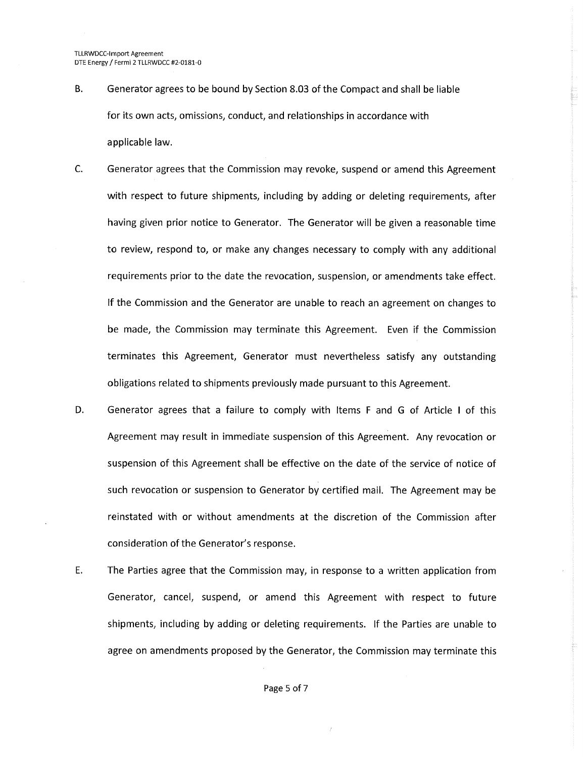B. Generator agrees to be bound by Section 8.03 of the Compact and shall be liable for its own acts, omissions, conduct, and relationships in accordance with applicable law.

C. Generator agrees that the Commission may revoke, suspend or amend this Agreement with respect to future shipments, including by adding or deleting requirements, after having given prior notice to Generator. The Generator will be given a reasonable time to review, respond to, or make any changes necessary to comply with any additional requirements prior to the date the revocation, suspension, or amendments take effect. If the Commission and the Generator are unable to reach an agreement on changes to be made, the Commission may terminate this Agreement. Even if the Commission terminates this Agreement, Generator must nevertheless satisfy any outstanding obligations related to shipments previously made pursuant to this Agreement.

D. Generator agrees that a failure to comply with Items F and G of Article I of this Agreement may result in immediate suspension of this Agreement. Any revocation or suspension of this Agreement shall be effective on the date of the service of notice of such revocation or suspension to Generator by certified mail. The Agreement may be reinstated with or without amendments at the discretion of the Commission after consideration of the Generator's response.

E. The Parties agree that the Commission may, in response to a written application from Generator, cancel, suspend, or amend this Agreement with respect to future shipments, including by adding or deleting requirements. If the Parties are unable to agree on amendments proposed by the Generator, the Commission may terminate this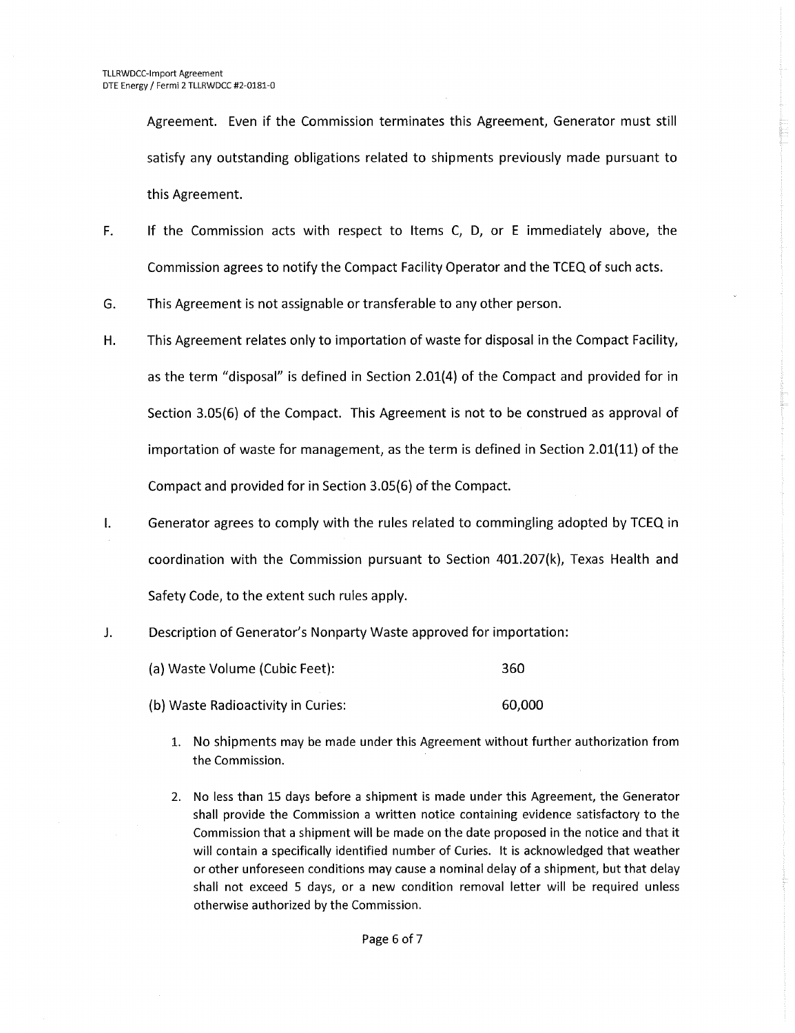Agreement. Even if the Commission terminates this Agreement, Generator must still satisfy any outstanding obligations related to shipments previously made pursuant to this Agreement.

F. If the Commission acts with respect to Items C, D, or E immediately above, the Commission agrees to notify the Compact Facility Operator and the TCEQ of such acts.

G. This Agreement is not assignable or transferable to any other person.

H. This Agreement relates only to importation of waste for disposal in the Compact Facility, as the term "disposal" is defined in Section 2.01(4) of the Compact and provided for in Section 3.05(6) of the Compact. This Agreement is not to be construed as approval of importation of waste for management, as the term is defined in Section 2.01(11) of the Compact and provided for in Section 3.05(6) of the Compact.

I. Generator agrees to comply with the rules related to commingling adopted by TCEQ in coordination with the Commission pursuant to Section 401.207(k), Texas Health and Safety Code, to the extent such rules apply.

J. Description of Generator's Nonparty Waste approved for importation:

(a) Waste Volume (Cubic Feet): 360

(b) Waste Radioactivity in Curies: 60,000

1. No shipments may be made under this Agreement without further authorization from the Commission.

2. No less than 15 days before a shipment is made under this Agreement, the Generator shall provide the Commission a written notice containing evidence satisfactory to the Commission that a shipment will be made on the date proposed in the notice and that it will contain a specifically identified number of Curies. It is acknowledged that weather or other unforeseen conditions may cause a nominal delay of a shipment, but that delay shall not exceed 5 days, or a new condition removal letter will be required unless otherwise authorized by the Commission.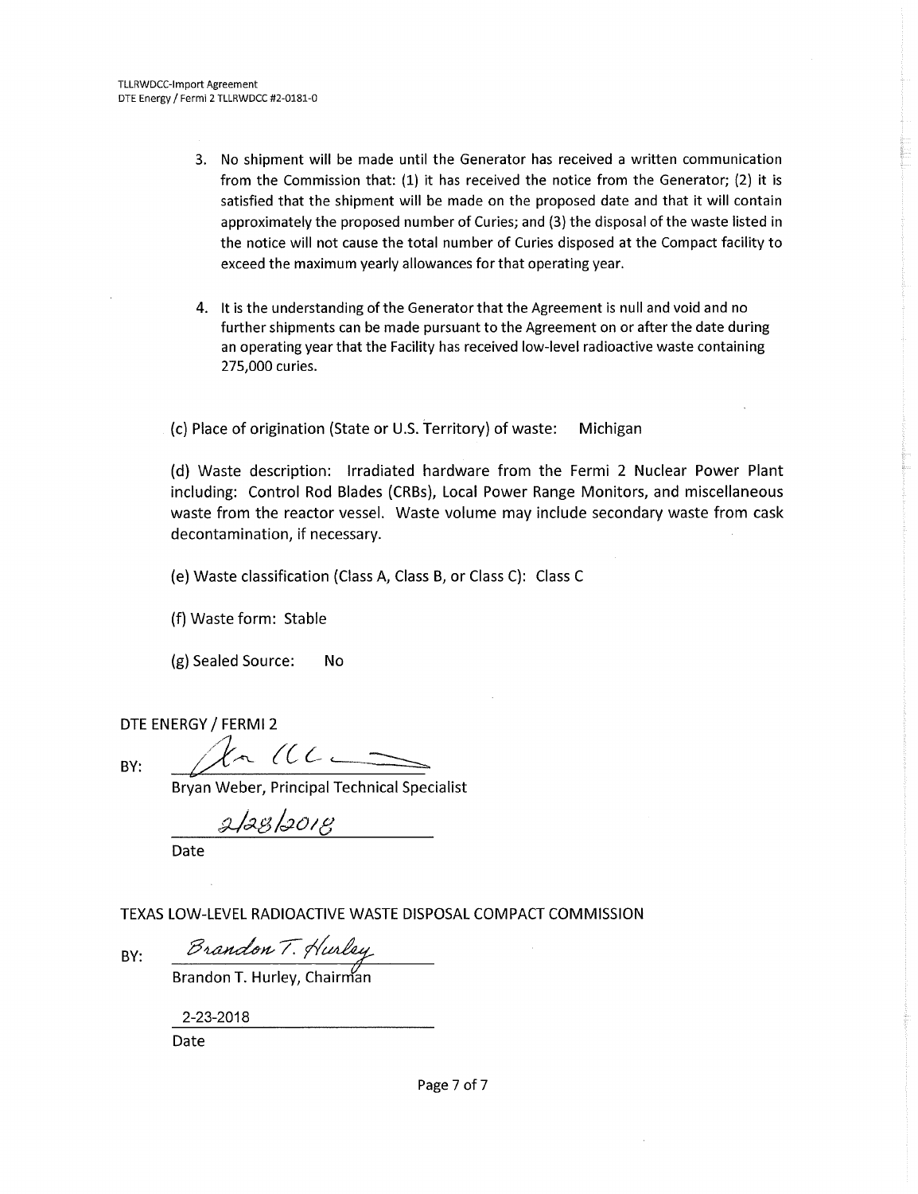3. No shipment will be made until the Generator has received a written communication from the Commission that: (1) it has received the notice from the Generator; (2) it is satisfied that the shipment will be made on the proposed date and that it will contain approximately the proposed number of Curies; and (3) the disposal of the waste listed in the notice will not cause the total number of Curies disposed at the Compact facility to exceed the maximum yearly allowances for that operating year.

4. It is the understanding of the Generator that the Agreement is null and void and no further shipments can be made pursuant to the Agreement on or after the date during an operating year that the Facility has received low-level radioactive waste containing 275,000 curies.

(c) Place of origination (State or U.S. Territory) of waste: Michigan

(d) Waste description: Irradiated hardware from the Fermi 2 Nuclear Power Plant including: Control Rod Blades (CRBs), Local Power Range Monitors, and miscellaneous waste from the reactor vessel. Waste volume may include secondary waste from cask decontamination, if necessary.

(e) Waste classification (Class A, Class B, or Class C): Class C

(f) Waste form: Stable

(g) Sealed Source: No

DTE ENERGY / FERMI 2

BY: ______________________

Bryan Weber, Principal Technical Specialist

2/28/2018

Date

TEXAS LOW-LEVEL RADIOACTIVE WASTE DISPOSAL COMPACT COMMISSION

BY: Brandon T. Hurley

Brandon T. Hurley, Chairman

2-23-2018

Date